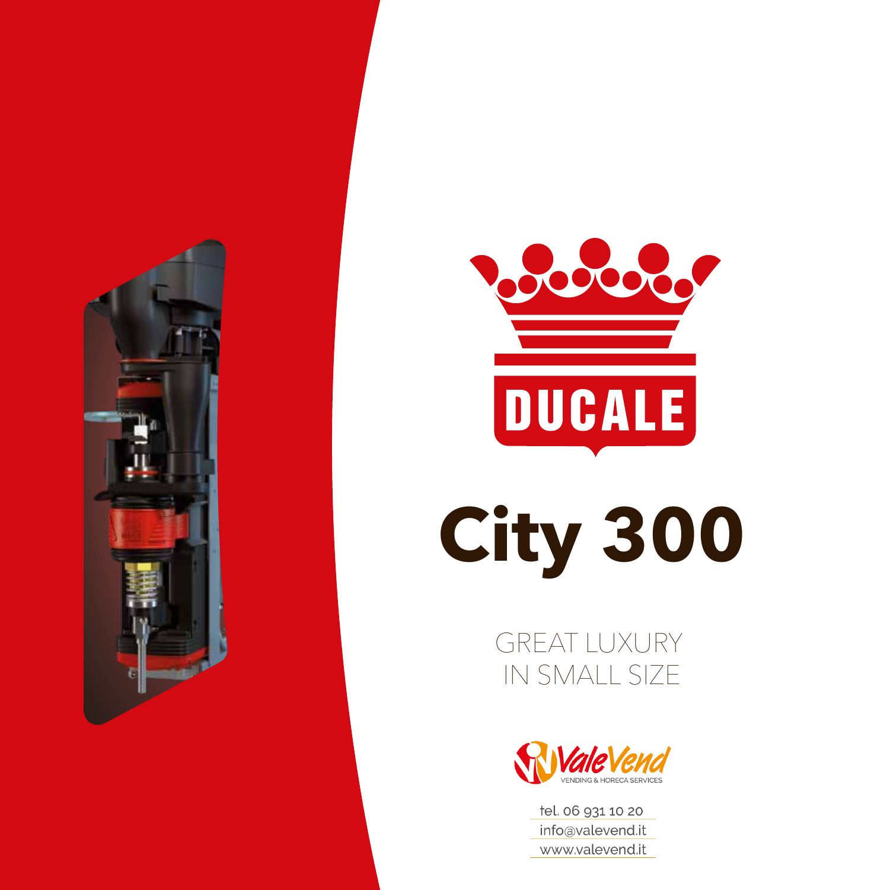# DUCALE

# City 300

GREAT LUXURY
IN SMALL SIZE

ValeVend
VENDING & HORECA SERVICES

tel. 06 931 10 20
info@valevend.it
www.valevend.it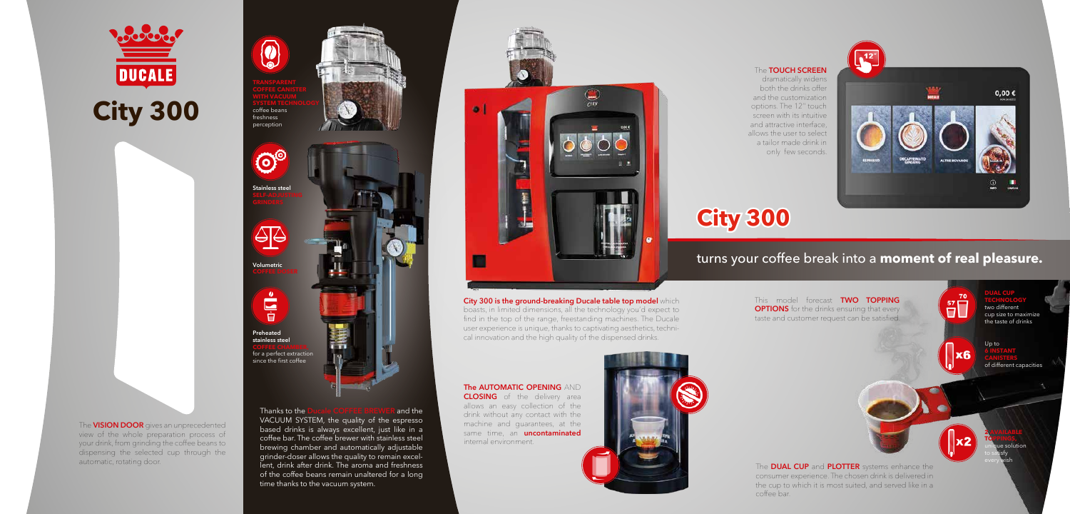# City 300

The **VISION DOOR** gives an unprecedented view of the whole preparation process of your drink, from grinding the coffee beans to dispensing the selected cup through the automatic, rotating door.

**TRANSPARENT COFFEE CANISTER WITH VACUUM SYSTEM TECHNOLOGY** coffee beans freshness perception

**Stainless steel SELF-ADJUSTING GRINDERS**

**Volumetric COFFEE DOSER**

**Preheated stainless steel COFFEE CHAMBER** for a perfect extraction since the first coffee

Thanks to the **Ducale COFFEE BREWER** and the VACUUM SYSTEM, the quality of the espresso based drinks is always excellent, just like in a coffee bar. The coffee brewer with stainless steel brewing chamber and automatically adjustable grinder-doser allows the quality to remain excellent, drink after drink. The aroma and freshness of the coffee beans remain unaltered for a long time thanks to the vacuum system.

**City 300 is the ground-breaking Ducale table top model** which boasts, in limited dimensions, all the technology you'd expect to find in the top of the range, freestanding machines. The Ducale user experience is unique, thanks to captivating aesthetics, technical innovation and the high quality of the dispensed drinks.

**The AUTOMATIC OPENING** AND **CLOSING** of the delivery area allows an easy collection of the drink without any contact with the machine and guarantees, at the same time, an **uncontaminated** internal environment.

The **TOUCH SCREEN** dramatically widens both the drinks offer and the customization options. The 12'' touch screen with its intuitive and attractive interface, allows the user to select a tailor made drink in only few seconds.

## City 300

turns your coffee break into a **moment of real pleasure.**

This model forecast **TWO TOPPING OPTIONS** for the drinks ensuring that every taste and customer request can be satisfied.

**DUAL CUP TECHNOLOGY** two different cup size to maximize the taste of drinks

Up to **6 INSTANT CANISTERS** of different capacities

**2 AVAILABLE TOPPINGS,** unique solution to satisfy every wish

The **DUAL CUP** and **PLOTTER** systems enhance the consumer experience. The chosen drink is delivered in the cup to which it is most suited, and served like in a coffee bar.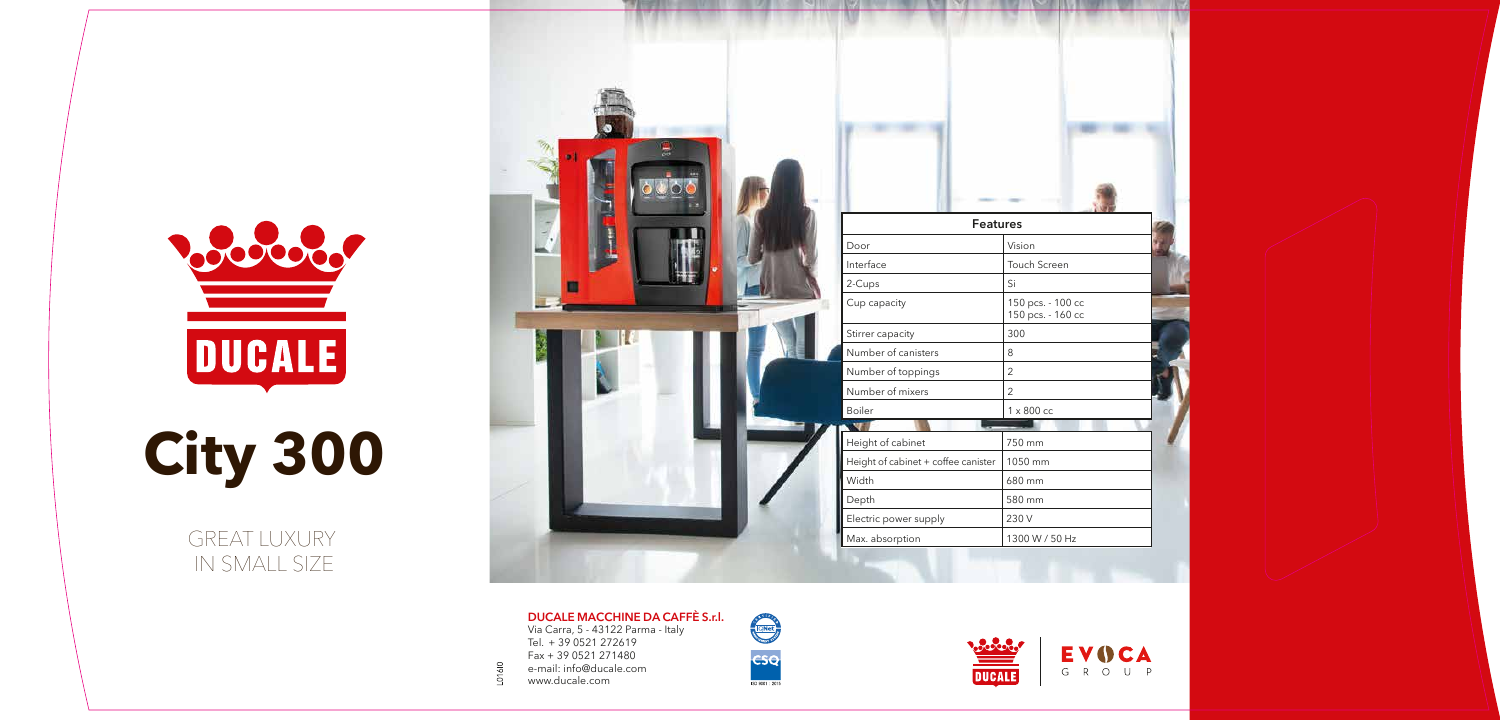DUCALE

# City 300

GREAT LUXURY
IN SMALL SIZE

| Features | |
|---|---|
| Door | Vision |
| Interface | Touch Screen |
| 2-Cups | Sì |
| Cup capacity | 150 pcs. - 100 cc<br>150 pcs. - 160 cc |
| Stirrer capacity | 300 |
| Number of canisters | 8 |
| Number of toppings | 2 |
| Number of mixers | 2 |
| Boiler | 1 x 800 cc |
| Height of cabinet | 750 mm |
| Height of cabinet + coffee canister | 1050 mm |
| Width | 680 mm |
| Depth | 580 mm |
| Electric power supply | 230 V |
| Max. absorption | 1300 W / 50 Hz |

**DUCALE MACCHINE DA CAFFÈ S.r.l.**
Via Carra, 5 - 43122 Parma - Italy
Tel. + 39 0521 272619
Fax + 39 0521 271480
e-mail: info@ducale.com
www.ducale.com

L01680

EVOCA GROUP